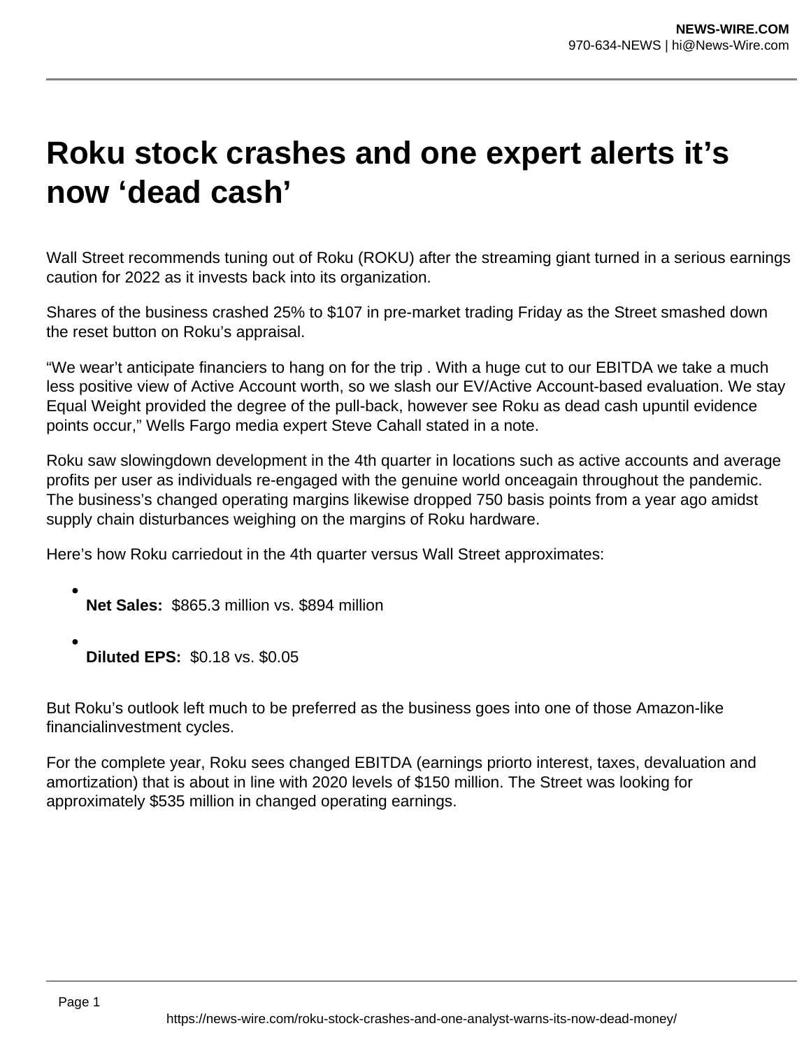# Roku stock crashes and one expert alerts it's now 'dead cash'

Wall Street recommends tuning out of Roku (ROKU) after the streaming giant turned in a serious earnings caution for 2022 as it invests back into its organization.

Shares of the business crashed 25% to $107 in pre-market trading Friday as the Street smashed down the reset button on Roku's appraisal.

"We wear't anticipate financiers to hang on for the trip . With a huge cut to our EBITDA we take a much less positive view of Active Account worth, so we slash our EV/Active Account-based evaluation. We stay Equal Weight provided the degree of the pull-back, however see Roku as dead cash upuntil evidence points occur," Wells Fargo media expert Steve Cahall stated in a note.

Roku saw slowingdown development in the 4th quarter in locations such as active accounts and average profits per user as individuals re-engaged with the genuine world onceagain throughout the pandemic. The business's changed operating margins likewise dropped 750 basis points from a year ago amidst supply chain disturbances weighing on the margins of Roku hardware.

Here's how Roku carriedout in the 4th quarter versus Wall Street approximates:

- **Net Sales:** $865.3 million vs. $894 million
- **Diluted EPS:** $0.18 vs. $0.05

But Roku's outlook left much to be preferred as the business goes into one of those Amazon-like financialinvestment cycles.

For the complete year, Roku sees changed EBITDA (earnings priorto interest, taxes, devaluation and amortization) that is about in line with 2020 levels of $150 million. The Street was looking for approximately $535 million in changed operating earnings.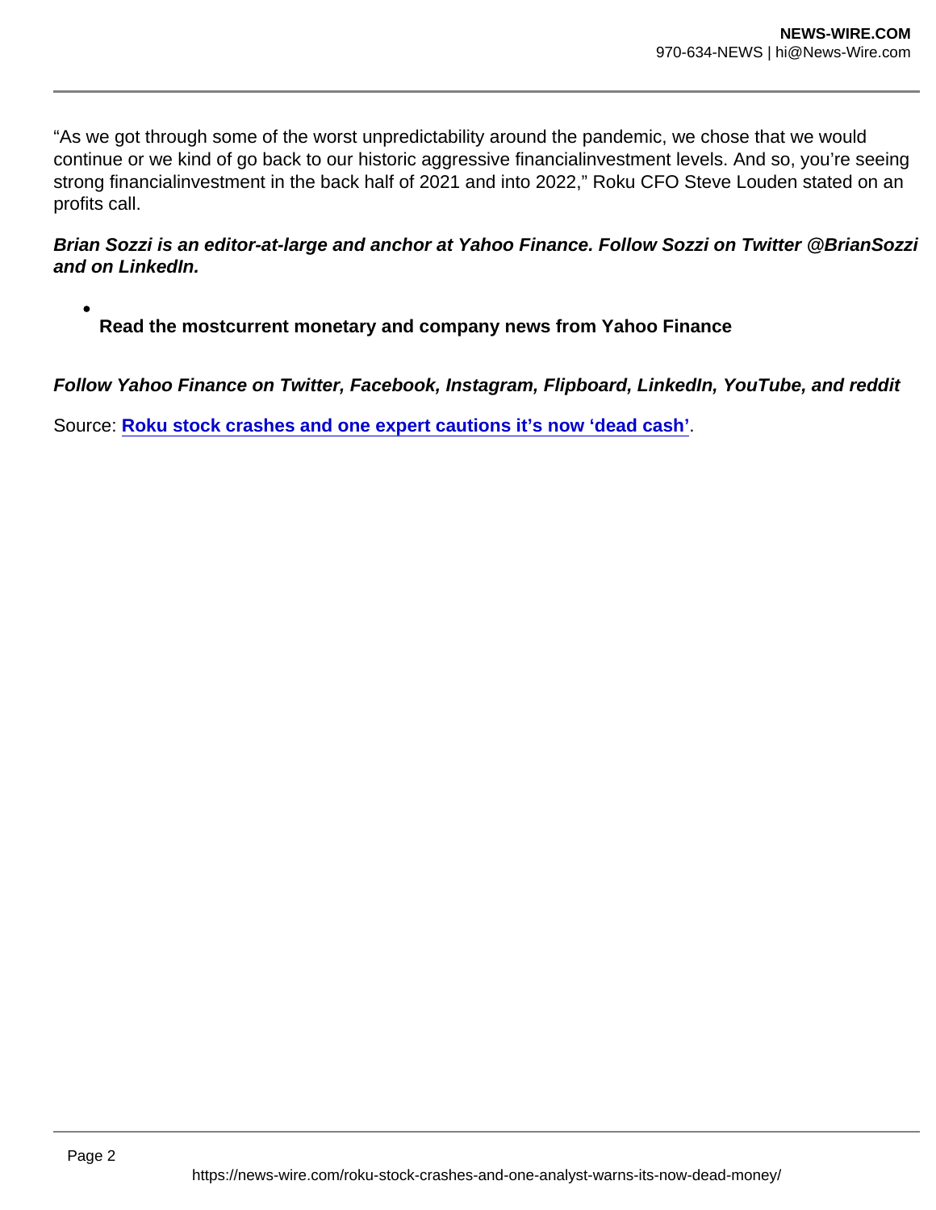"As we got through some of the worst unpredictability around the pandemic, we chose that we would continue or we kind of go back to our historic aggressive financialinvestment levels. And so, you're seeing strong financialinvestment in the back half of 2021 and into 2022," Roku CFO Steve Louden stated on an profits call.

***Brian Sozzi is an editor-at-large and anchor at Yahoo Finance. Follow Sozzi on Twitter @BrianSozzi and on LinkedIn.***

- **Read the mostcurrent monetary and company news from Yahoo Finance**

***Follow Yahoo Finance on Twitter, Facebook, Instagram, Flipboard, LinkedIn, YouTube, and reddit***

Source: **Roku stock crashes and one expert cautions it's now 'dead cash'**.